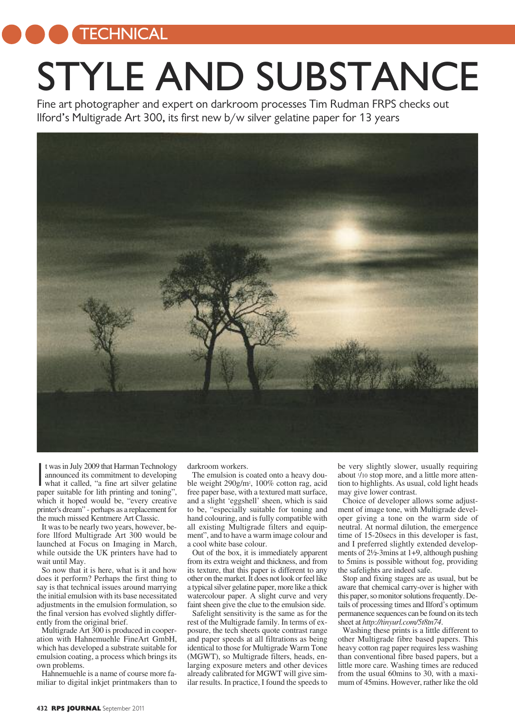TECHNICAL

# STYLE AND SUBSTANCE

Fine art photographer and expert on darkroom processes Tim Rudman FRPS checks out Ilford's Multigrade Art 300, its first new b/w silver gelatine paper for 13 years

It was in July 2009 that Harman Technology announced its commitment to developing what it called, "a fine art silver gelatine paper suitable for lith printing and toning", which it hoped would be, "every creative printer's dream" - perhaps as a replacement for the much missed Kentmere Art Classic.

It was to be nearly two years, however, before Ilford Multigrade Art 300 would be launched at Focus on Imaging in March, while outside the UK printers have had to wait until May.

So now that it is here, what is it and how does it perform? Perhaps the first thing to say is that technical issues around marrying the initial emulsion with its base necessitated adjustments in the emulsion formulation, so the final version has evolved slightly differently from the original brief.

Multigrade Art 300 is produced in cooperation with Hahnemuehle FineArt GmbH, which has developed a substrate suitable for emulsion coating, a process which brings its own problems.

Hahnemuehle is a name of course more familiar to digital inkjet printmakers than to darkroom workers.

The emulsion is coated onto a heavy double weight 290g/m², 100% cotton rag, acid free paper base, with a textured matt surface, and a slight 'eggshell' sheen, which is said to be, "especially suitable for toning and hand colouring, and is fully compatible with all existing Multigrade filters and equipment", and to have a warm image colour and a cool white base colour.

Out of the box, it is immediately apparent from its extra weight and thickness, and from its texture, that this paper is different to any other on the market. It does not look or feel like a typical silver gelatine paper, more like a thick watercolour paper. A slight curve and very faint sheen give the clue to the emulsion side.

Safelight sensitivity is the same as for the rest of the Multigrade family. In terms of exposure, the tech sheets quote contrast range and paper speeds at all filtrations as being identical to those for Multigrade Warm Tone (MGWT), so Multigrade filters, heads, enlarging exposure meters and other devices already calibrated for MGWT will give similar results. In practice, I found the speeds to be very slightly slower, usually requiring about 1/10 stop more, and a little more attention to highlights. As usual, cold light heads may give lower contrast.

Choice of developer allows some adjustment of image tone, with Multigrade developer giving a tone on the warm side of neutral. At normal dilution, the emergence time of 15-20secs in this developer is fast, and I preferred slightly extended developments of 2½-3mins at 1+9, although pushing to 5mins is possible without fog, providing the safelights are indeed safe.

Stop and fixing stages are as usual, but be aware that chemical carry-over is higher with this paper, so monitor solutions frequently. Details of processing times and Ilford's optimum permanence sequences can be found on its tech sheet at *http://tinyurl.com/5t8tn74*.

Washing these prints is a little different to other Multigrade fibre based papers. This heavy cotton rag paper requires less washing than conventional fibre based papers, but a little more care. Washing times are reduced from the usual 60mins to 30, with a maximum of 45mins. However, rather like the old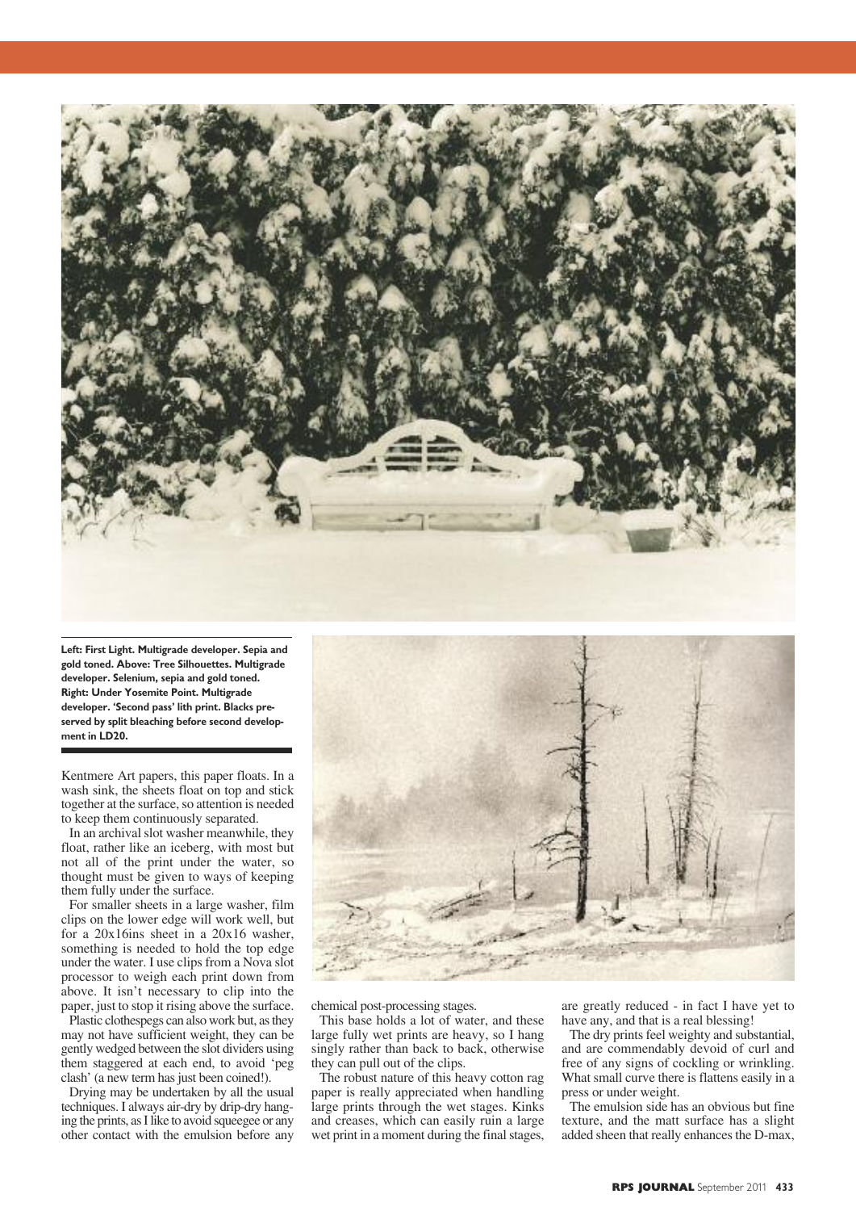**Left: First Light. Multigrade developer. Sepia and gold toned. Above: Tree Silhouettes. Multigrade developer. Selenium, sepia and gold toned. Right: Under Yosemite Point. Multigrade developer. 'Second pass' lith print. Blacks preserved by split bleaching before second development in LD20.**

Kentmere Art papers, this paper floats. In a wash sink, the sheets float on top and stick together at the surface, so attention is needed to keep them continuously separated.

In an archival slot washer meanwhile, they float, rather like an iceberg, with most but not all of the print under the water, so thought must be given to ways of keeping them fully under the surface.

For smaller sheets in a large washer, film clips on the lower edge will work well, but for a 20x16ins sheet in a 20x16 washer, something is needed to hold the top edge under the water. I use clips from a Nova slot processor to weigh each print down from above. It isn't necessary to clip into the paper, just to stop it rising above the surface.

Plastic clothespegs can also work but, as they may not have sufficient weight, they can be gently wedged between the slot dividers using them staggered at each end, to avoid 'peg clash' (a new term has just been coined!).

Drying may be undertaken by all the usual techniques. I always air-dry by drip-dry hanging the prints, as I like to avoid squeegee or any other contact with the emulsion before any chemical post-processing stages.

This base holds a lot of water, and these large fully wet prints are heavy, so I hang singly rather than back to back, otherwise they can pull out of the clips.

The robust nature of this heavy cotton rag paper is really appreciated when handling large prints through the wet stages. Kinks and creases, which can easily ruin a large wet print in a moment during the final stages, are greatly reduced - in fact I have yet to have any, and that is a real blessing!

The dry prints feel weighty and substantial, and are commendably devoid of curl and free of any signs of cockling or wrinkling. What small curve there is flattens easily in a press or under weight.

The emulsion side has an obvious but fine texture, and the matt surface has a slight added sheen that really enhances the D-max,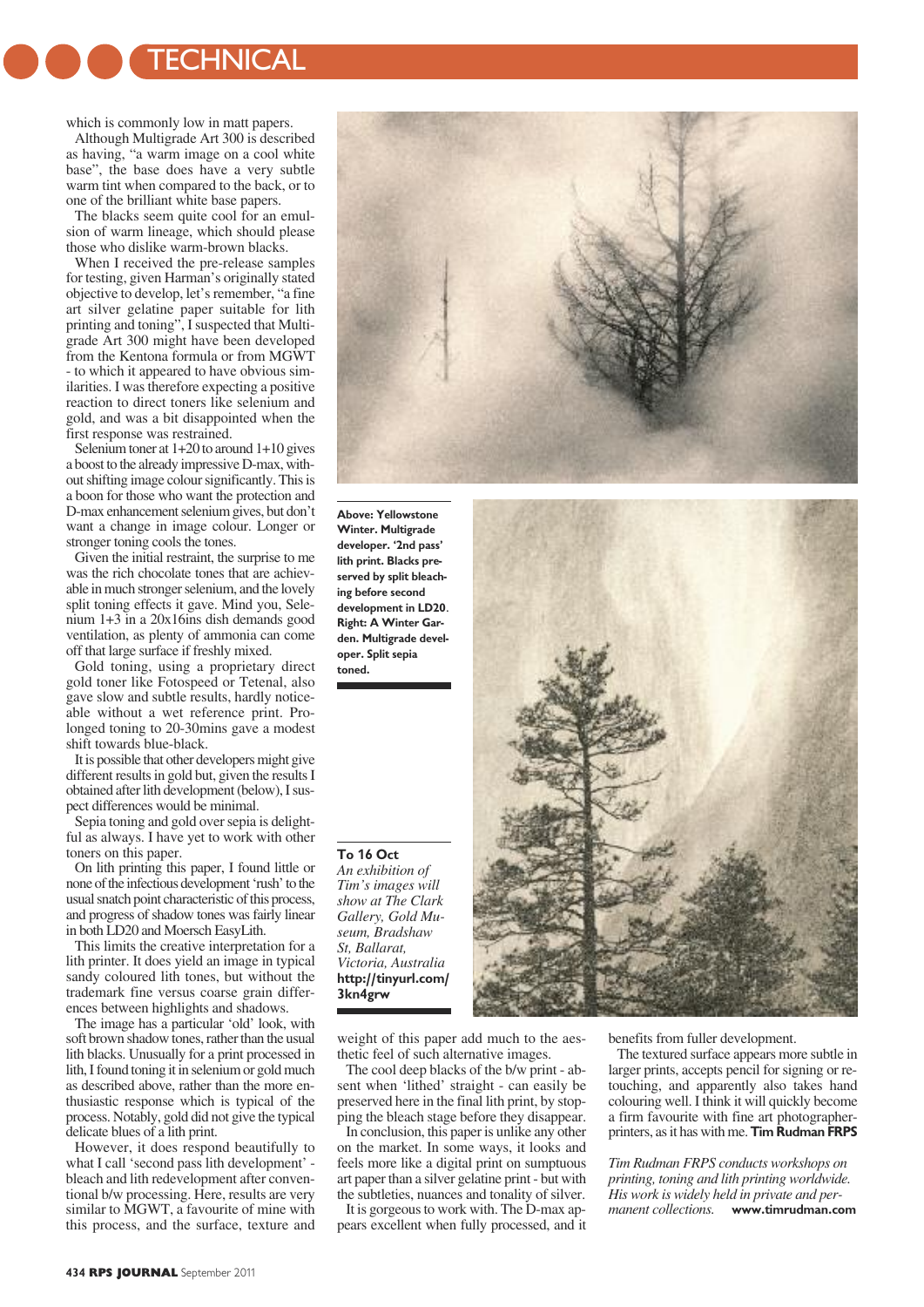which is commonly low in matt papers.

Although Multigrade Art 300 is described as having, "a warm image on a cool white base", the base does have a very subtle warm tint when compared to the back, or to one of the brilliant white base papers.

The blacks seem quite cool for an emulsion of warm lineage, which should please those who dislike warm-brown blacks.

When I received the pre-release samples for testing, given Harman's originally stated objective to develop, let's remember, "a fine art silver gelatine paper suitable for lith printing and toning", I suspected that Multigrade Art 300 might have been developed from the Kentona formula or from MGWT - to which it appeared to have obvious similarities. I was therefore expecting a positive reaction to direct toners like selenium and gold, and was a bit disappointed when the first response was restrained.

Selenium toner at 1+20 to around 1+10 gives a boost to the already impressive D-max, without shifting image colour significantly. This is a boon for those who want the protection and D-max enhancement selenium gives, but don't want a change in image colour. Longer or stronger toning cools the tones.

Given the initial restraint, the surprise to me was the rich chocolate tones that are achievable in much stronger selenium, and the lovely split toning effects it gave. Mind you, Selenium 1+3 in a 20x16ins dish demands good ventilation, as plenty of ammonia can come off that large surface if freshly mixed.

Gold toning, using a proprietary direct gold toner like Fotospeed or Tetenal, also gave slow and subtle results, hardly noticeable without a wet reference print. Prolonged toning to 20-30mins gave a modest shift towards blue-black.

It is possible that other developers might give different results in gold but, given the results I obtained after lith development (below), I suspect differences would be minimal.

Sepia toning and gold over sepia is delightful as always. I have yet to work with other toners on this paper.

On lith printing this paper, I found little or none of the infectious development 'rush' to the usual snatch point characteristic of this process, and progress of shadow tones was fairly linear in both LD20 and Moersch EasyLith.

This limits the creative interpretation for a lith printer. It does yield an image in typical sandy coloured lith tones, but without the trademark fine versus coarse grain differences between highlights and shadows.

The image has a particular 'old' look, with soft brown shadow tones, rather than the usual lith blacks. Unusually for a print processed in lith, I found toning it in selenium or gold much as described above, rather than the more enthusiastic response which is typical of the process. Notably, gold did not give the typical delicate blues of a lith print.

However, it does respond beautifully to what I call 'second pass lith development' - bleach and lith redevelopment after conventional b/w processing. Here, results are very similar to MGWT, a favourite of mine with this process, and the surface, texture and weight of this paper add much to the aesthetic feel of such alternative images.

The cool deep blacks of the b/w print - absent when 'lithed' straight - can easily be preserved here in the final lith print, by stopping the bleach stage before they disappear.

In conclusion, this paper is unlike any other on the market. In some ways, it looks and feels more like a digital print on sumptuous art paper than a silver gelatine print - but with the subtleties, nuances and tonality of silver.

It is gorgeous to work with. The D-max appears excellent when fully processed, and it benefits from fuller development.

The textured surface appears more subtle in larger prints, accepts pencil for signing or retouching, and apparently also takes hand colouring well. I think it will quickly become a firm favourite with fine art photographer-printers, as it has with me. **Tim Rudman FRPS**

*Tim Rudman FRPS conducts workshops on printing, toning and lith printing worldwide. His work is widely held in private and permanent collections.* **www.timrudman.com**

**Above: Yellowstone Winter. Multigrade developer. '2nd pass' lith print. Blacks preserved by split bleaching before second development in LD20. Right: A Winter Garden. Multigrade developer. Split sepia toned.**

**To 16 Oct**
*An exhibition of Tim's images will show at The Clark Gallery, Gold Museum, Bradshaw St, Ballarat, Victoria, Australia*
**http://tinyurl.com/3kn4grw**